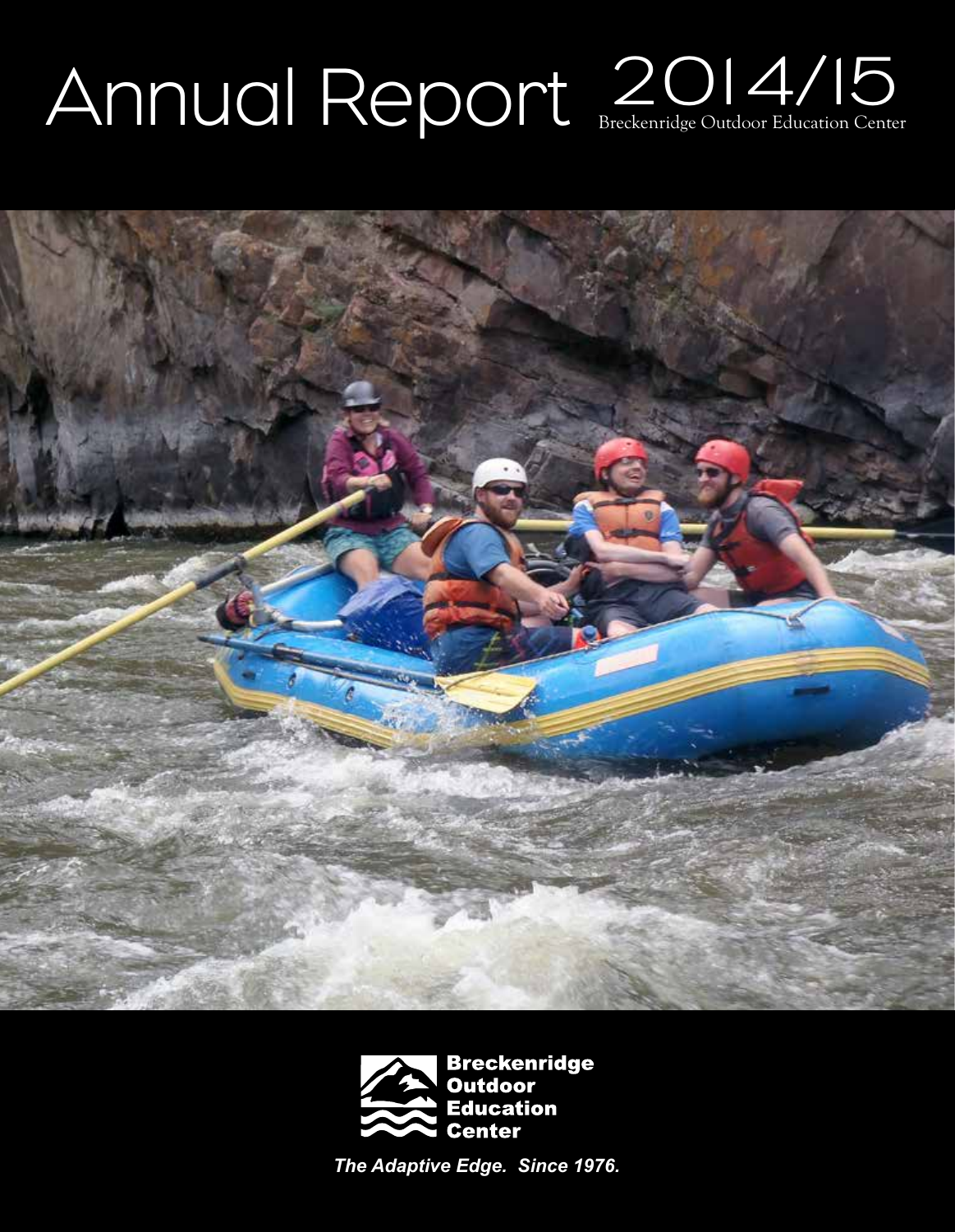# Annual Report 2014/15

Breckenridge Outdoor Education Center

Breckenridge Outdoor Education Center

*The Adaptive Edge. Since 1976.*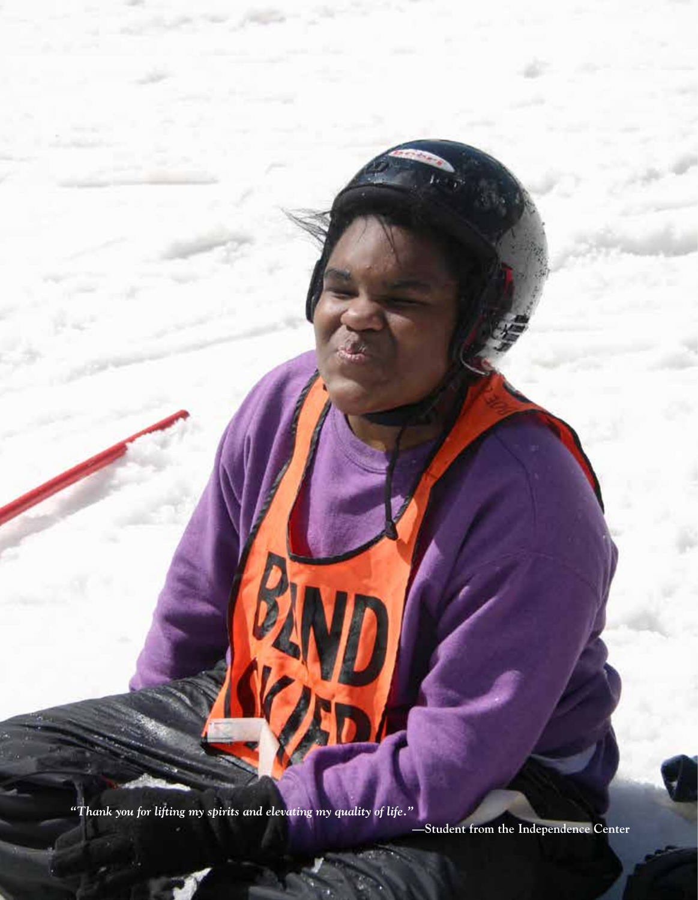*"Thank you for lifting my spirits and elevating my quality of life."*

**—Student from the Independence Center**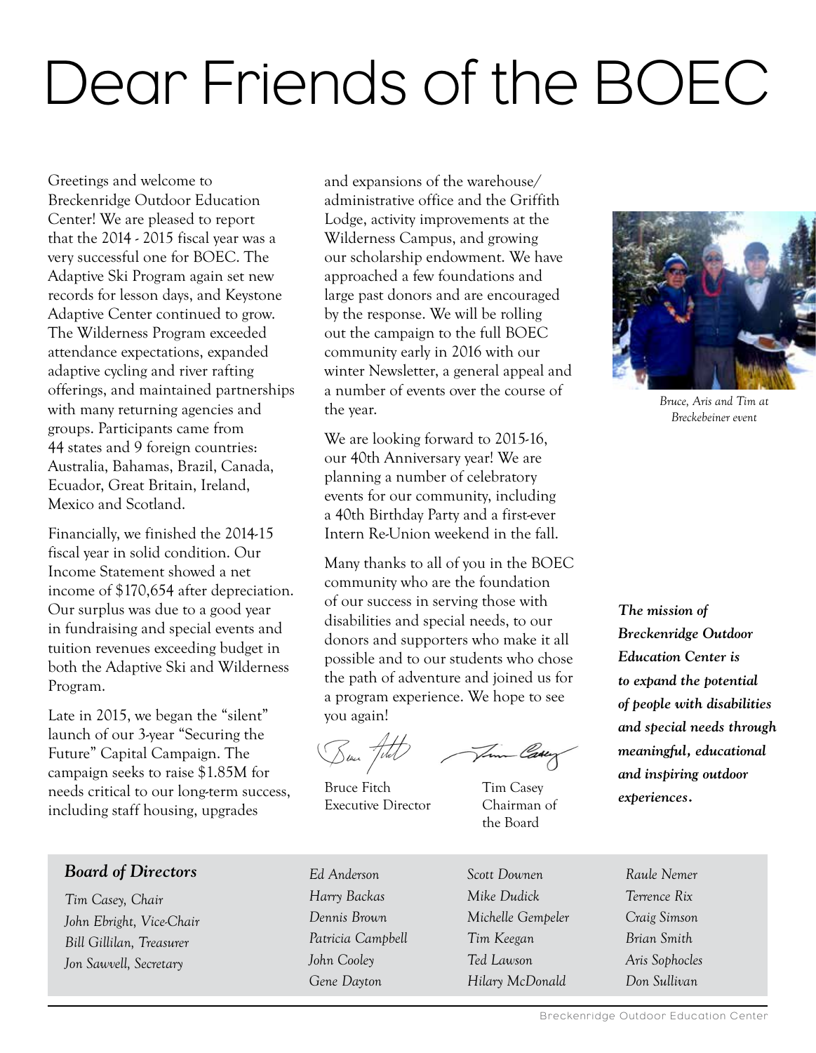# Dear Friends of the BOEC

Greetings and welcome to Breckenridge Outdoor Education Center! We are pleased to report that the 2014 - 2015 fiscal year was a very successful one for BOEC. The Adaptive Ski Program again set new records for lesson days, and Keystone Adaptive Center continued to grow. The Wilderness Program exceeded attendance expectations, expanded adaptive cycling and river rafting offerings, and maintained partnerships with many returning agencies and groups. Participants came from 44 states and 9 foreign countries: Australia, Bahamas, Brazil, Canada, Ecuador, Great Britain, Ireland, Mexico and Scotland.

Financially, we finished the 2014-15 fiscal year in solid condition. Our Income Statement showed a net income of $170,654 after depreciation. Our surplus was due to a good year in fundraising and special events and tuition revenues exceeding budget in both the Adaptive Ski and Wilderness Program.

Late in 2015, we began the "silent" launch of our 3-year "Securing the Future" Capital Campaign. The campaign seeks to raise $1.85M for needs critical to our long-term success, including staff housing, upgrades and expansions of the warehouse/administrative office and the Griffith Lodge, activity improvements at the Wilderness Campus, and growing our scholarship endowment. We have approached a few foundations and large past donors and are encouraged by the response. We will be rolling out the campaign to the full BOEC community early in 2016 with our winter Newsletter, a general appeal and a number of events over the course of the year.

We are looking forward to 2015-16, our 40th Anniversary year! We are planning a number of celebratory events for our community, including a 40th Birthday Party and a first-ever Intern Re-Union weekend in the fall.

Many thanks to all of you in the BOEC community who are the foundation of our success in serving those with disabilities and special needs, to our donors and supporters who make it all possible and to our students who chose the path of adventure and joined us for a program experience. We hope to see you again!

Bruce Fitch
Executive Director

Tim Casey
Chairman of the Board

*Bruce, Aris and Tim at Breckebeiner event*

***The mission of Breckenridge Outdoor Education Center is to expand the potential of people with disabilities and special needs through meaningful, educational and inspiring outdoor experiences.***

***Board of Directors***

*Tim Casey, Chair*
*John Ebright, Vice-Chair*
*Bill Gillilan, Treasurer*
*Jon Sawvell, Secretary*

*Ed Anderson*
*Harry Backas*
*Dennis Brown*
*Patricia Campbell*
*John Cooley*
*Gene Dayton*

*Scott Downen*
*Mike Dudick*
*Michelle Gempeler*
*Tim Keegan*
*Ted Lawson*
*Hilary McDonald*

*Raule Nemer*
*Terrence Rix*
*Craig Simson*
*Brian Smith*
*Aris Sophocles*
*Don Sullivan*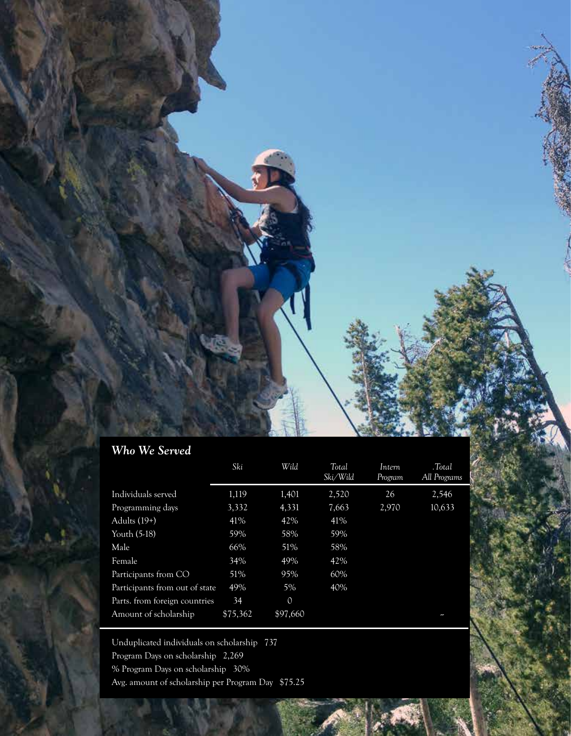## *Who We Served*

| | *Ski* | *Wild* | *Total Ski/Wild* | *Intern Program* | *.Total All Programs* |
|---|---|---|---|---|---|
| Individuals served | 1,119 | 1,401 | 2,520 | 26 | 2,546 |
| Programming days | 3,332 | 4,331 | 7,663 | 2,970 | 10,633 |
| Adults (19+) | 41% | 42% | 41% | | |
| Youth (5-18) | 59% | 58% | 59% | | |
| Male | 66% | 51% | 58% | | |
| Female | 34% | 49% | 42% | | |
| Participants from CO | 51% | 95% | 60% | | |
| Participants from out of state | 49% | 5% | 40% | | |
| Parts. from foreign countries | 34 | 0 | | | |
| Amount of scholarship | $75,362 | $97,660 | | | ~ |

Unduplicated individuals on scholarship 737

Program Days on scholarship 2,269

% Program Days on scholarship 30%

Avg. amount of scholarship per Program Day $75.25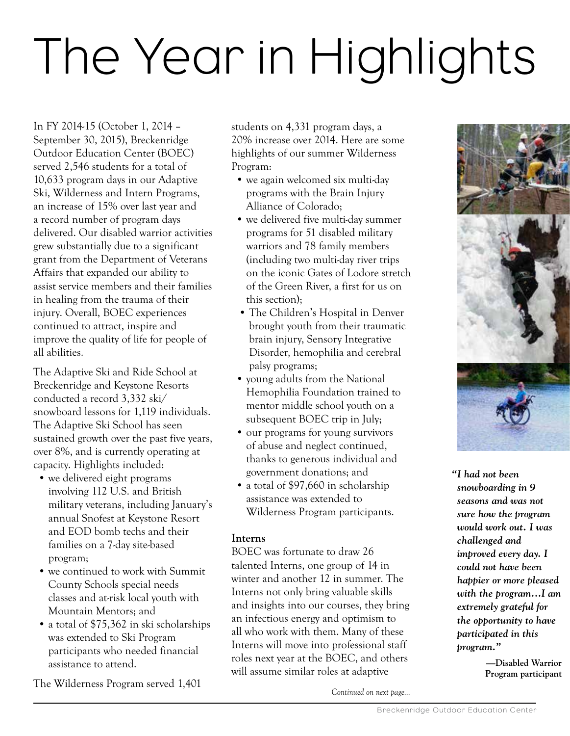# The Year in Highlights

In FY 2014-15 (October 1, 2014 – September 30, 2015), Breckenridge Outdoor Education Center (BOEC) served 2,546 students for a total of 10,633 program days in our Adaptive Ski, Wilderness and Intern Programs, an increase of 15% over last year and a record number of program days delivered. Our disabled warrior activities grew substantially due to a significant grant from the Department of Veterans Affairs that expanded our ability to assist service members and their families in healing from the trauma of their injury. Overall, BOEC experiences continued to attract, inspire and improve the quality of life for people of all abilities.

The Adaptive Ski and Ride School at Breckenridge and Keystone Resorts conducted a record 3,332 ski/snowboard lessons for 1,119 individuals. The Adaptive Ski School has seen sustained growth over the past five years, over 8%, and is currently operating at capacity. Highlights included:

- we delivered eight programs involving 112 U.S. and British military veterans, including January's annual Snofest at Keystone Resort and EOD bomb techs and their families on a 7-day site-based program;
- we continued to work with Summit County Schools special needs classes and at-risk local youth with Mountain Mentors; and
- a total of $75,362 in ski scholarships was extended to Ski Program participants who needed financial assistance to attend.

The Wilderness Program served 1,401 students on 4,331 program days, a 20% increase over 2014. Here are some highlights of our summer Wilderness Program:

- we again welcomed six multi-day programs with the Brain Injury Alliance of Colorado;
- we delivered five multi-day summer programs for 51 disabled military warriors and 78 family members (including two multi-day river trips on the iconic Gates of Lodore stretch of the Green River, a first for us on this section);
- The Children's Hospital in Denver brought youth from their traumatic brain injury, Sensory Integrative Disorder, hemophilia and cerebral palsy programs;
- young adults from the National Hemophilia Foundation trained to mentor middle school youth on a subsequent BOEC trip in July;
- our programs for young survivors of abuse and neglect continued, thanks to generous individual and government donations; and
- a total of $97,660 in scholarship assistance was extended to Wilderness Program participants.

### Interns

BOEC was fortunate to draw 26 talented Interns, one group of 14 in winter and another 12 in summer. The Interns not only bring valuable skills and insights into our courses, they bring an infectious energy and optimism to all who work with them. Many of these Interns will move into professional staff roles next year at the BOEC, and others will assume similar roles at adaptive

*Continued on next page...*

***"I had not been snowboarding in 9 seasons and was not sure how the program would work out. I was challenged and improved every day. I could not have been happier or more pleased with the program…I am extremely grateful for the opportunity to have participated in this program."***

**—Disabled Warrior Program participant**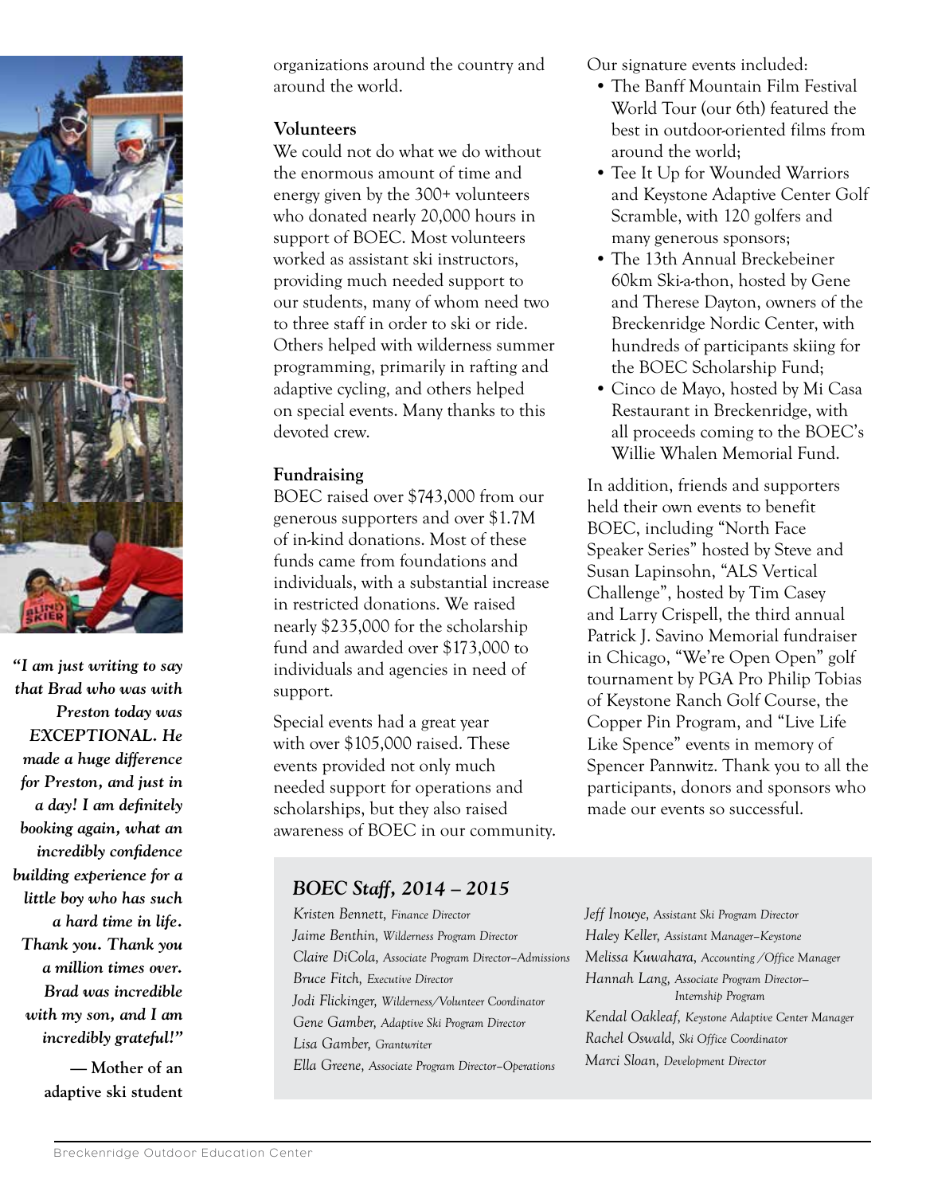organizations around the country and around the world.

### Volunteers

We could not do what we do without the enormous amount of time and energy given by the 300+ volunteers who donated nearly 20,000 hours in support of BOEC. Most volunteers worked as assistant ski instructors, providing much needed support to our students, many of whom need two to three staff in order to ski or ride. Others helped with wilderness summer programming, primarily in rafting and adaptive cycling, and others helped on special events. Many thanks to this devoted crew.

### Fundraising

BOEC raised over $743,000 from our generous supporters and over $1.7M of in-kind donations. Most of these funds came from foundations and individuals, with a substantial increase in restricted donations. We raised nearly $235,000 for the scholarship fund and awarded over $173,000 to individuals and agencies in need of support.

Special events had a great year with over $105,000 raised. These events provided not only much needed support for operations and scholarships, but they also raised awareness of BOEC in our community.

Our signature events included:

- The Banff Mountain Film Festival World Tour (our 6th) featured the best in outdoor-oriented films from around the world;
- Tee It Up for Wounded Warriors and Keystone Adaptive Center Golf Scramble, with 120 golfers and many generous sponsors;
- The 13th Annual Breckebeiner 60km Ski-a-thon, hosted by Gene and Therese Dayton, owners of the Breckenridge Nordic Center, with hundreds of participants skiing for the BOEC Scholarship Fund;
- Cinco de Mayo, hosted by Mi Casa Restaurant in Breckenridge, with all proceeds coming to the BOEC's Willie Whalen Memorial Fund.

In addition, friends and supporters held their own events to benefit BOEC, including "North Face Speaker Series" hosted by Steve and Susan Lapinsohn, "ALS Vertical Challenge", hosted by Tim Casey and Larry Crispell, the third annual Patrick J. Savino Memorial fundraiser in Chicago, "We're Open Open" golf tournament by PGA Pro Philip Tobias of Keystone Ranch Golf Course, the Copper Pin Program, and "Live Life Like Spence" events in memory of Spencer Pannwitz. Thank you to all the participants, donors and sponsors who made our events so successful.

***"I am just writing to say that Brad who was with Preston today was EXCEPTIONAL. He made a huge difference for Preston, and just in a day! I am definitely booking again, what an incredibly confidence building experience for a little boy who has such a hard time in life. Thank you. Thank you a million times over. Brad was incredible with my son, and I am incredibly grateful!"***

**— Mother of an adaptive ski student**

### *BOEC Staff, 2014 – 2015*

*Kristen Bennett, Finance Director*
*Jaime Benthin, Wilderness Program Director*
*Claire DiCola, Associate Program Director–Admissions*
*Bruce Fitch, Executive Director*
*Jodi Flickinger, Wilderness/Volunteer Coordinator*
*Gene Gamber, Adaptive Ski Program Director*
*Lisa Gamber, Grantwriter*
*Ella Greene, Associate Program Director–Operations*
*Jeff Inouye, Assistant Ski Program Director*
*Haley Keller, Assistant Manager–Keystone*
*Melissa Kuwahara, Accounting /Office Manager*
*Hannah Lang, Associate Program Director–Internship Program*
*Kendal Oakleaf, Keystone Adaptive Center Manager*
*Rachel Oswald, Ski Office Coordinator*
*Marci Sloan, Development Director*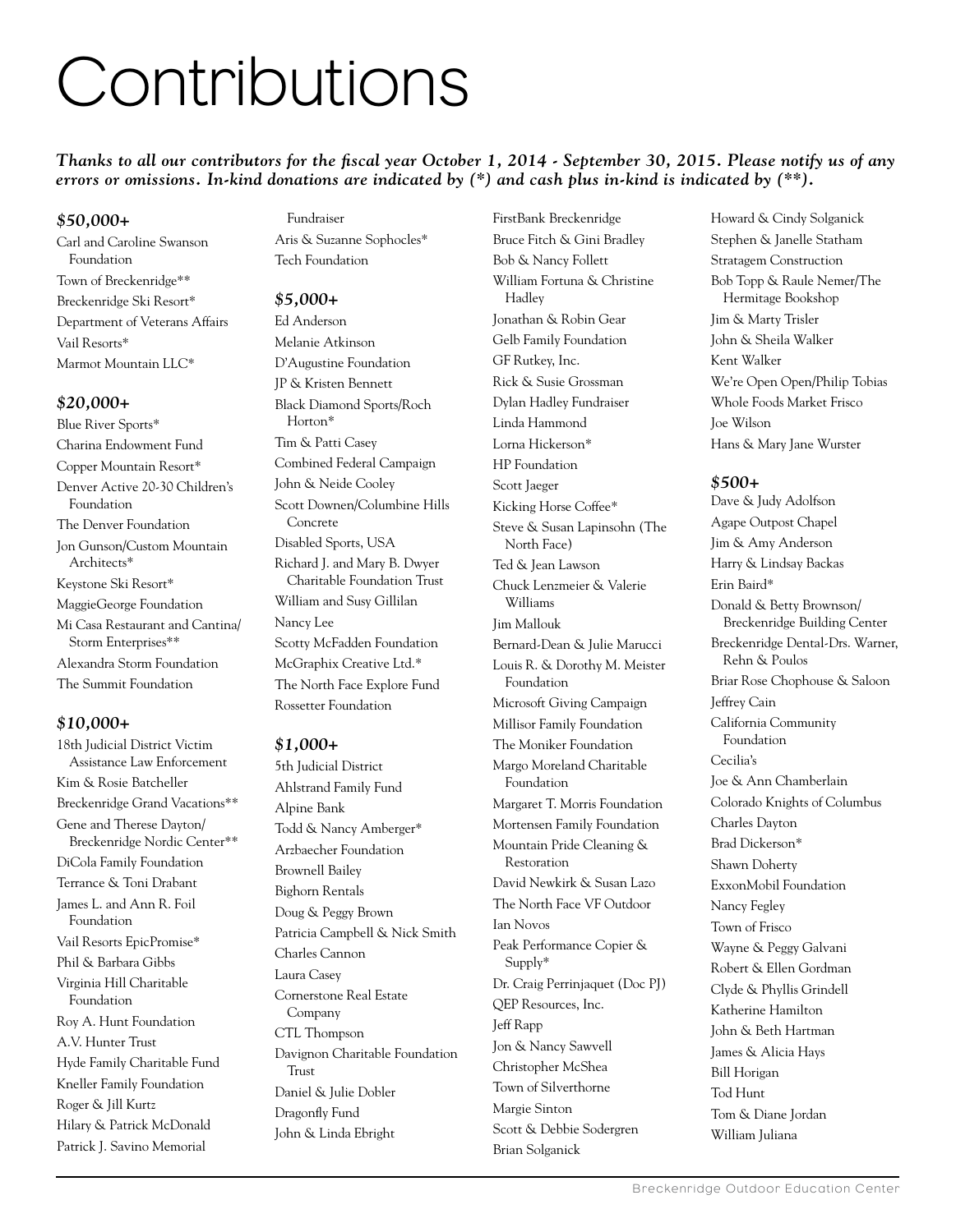# Contributions

***Thanks to all our contributors for the fiscal year October 1, 2014 - September 30, 2015. Please notify us of any errors or omissions. In-kind donations are indicated by (*) and cash plus in-kind is indicated by (**).***

### *$50,000+*

Carl and Caroline Swanson Foundation
Town of Breckenridge**
Breckenridge Ski Resort*
Department of Veterans Affairs
Vail Resorts*
Marmot Mountain LLC*

### *$20,000+*

Blue River Sports*
Charina Endowment Fund
Copper Mountain Resort*
Denver Active 20-30 Children's Foundation
The Denver Foundation
Jon Gunson/Custom Mountain Architects*
Keystone Ski Resort*
MaggieGeorge Foundation
Mi Casa Restaurant and Cantina/ Storm Enterprises**
Alexandra Storm Foundation
The Summit Foundation

### *$10,000+*

18th Judicial District Victim Assistance Law Enforcement
Kim & Rosie Batcheller
Breckenridge Grand Vacations**
Gene and Therese Dayton/ Breckenridge Nordic Center**
DiCola Family Foundation
Terrance & Toni Drabant
James L. and Ann R. Foil Foundation
Vail Resorts EpicPromise*
Phil & Barbara Gibbs
Virginia Hill Charitable Foundation
Roy A. Hunt Foundation
A.V. Hunter Trust
Hyde Family Charitable Fund
Kneller Family Foundation
Roger & Jill Kurtz
Hilary & Patrick McDonald
Patrick J. Savino Memorial Fundraiser
Aris & Suzanne Sophocles*
Tech Foundation

### *$5,000+*

Ed Anderson
Melanie Atkinson
D'Augustine Foundation
JP & Kristen Bennett
Black Diamond Sports/Roch Horton*
Tim & Patti Casey
Combined Federal Campaign
John & Neide Cooley
Scott Downen/Columbine Hills Concrete
Disabled Sports, USA
Richard J. and Mary B. Dwyer Charitable Foundation Trust
William and Susy Gillilan
Nancy Lee
Scotty McFadden Foundation
McGraphix Creative Ltd.*
The North Face Explore Fund
Rossetter Foundation

### *$1,000+*

5th Judicial District
Ahlstrand Family Fund
Alpine Bank
Todd & Nancy Amberger*
Arzbaecher Foundation
Brownell Bailey
Bighorn Rentals
Doug & Peggy Brown
Patricia Campbell & Nick Smith
Charles Cannon
Laura Casey
Cornerstone Real Estate Company
CTL Thompson
Davignon Charitable Foundation Trust
Daniel & Julie Dobler
Dragonfly Fund
John & Linda Ebright
FirstBank Breckenridge
Bruce Fitch & Gini Bradley
Bob & Nancy Follett
William Fortuna & Christine Hadley
Jonathan & Robin Gear
Gelb Family Foundation
GF Rutkey, Inc.
Rick & Susie Grossman
Dylan Hadley Fundraiser
Linda Hammond
Lorna Hickerson*
HP Foundation
Scott Jaeger
Kicking Horse Coffee*
Steve & Susan Lapinsohn (The North Face)
Ted & Jean Lawson
Chuck Lenzmeier & Valerie Williams
Jim Mallouk
Bernard-Dean & Julie Marucci
Louis R. & Dorothy M. Meister Foundation
Microsoft Giving Campaign
Millisor Family Foundation
The Moniker Foundation
Margo Moreland Charitable Foundation
Margaret T. Morris Foundation
Mortensen Family Foundation
Mountain Pride Cleaning & Restoration
David Newkirk & Susan Lazo
The North Face VF Outdoor
Ian Novos
Peak Performance Copier & Supply*
Dr. Craig Perrinjaquet (Doc PJ)
QEP Resources, Inc.
Jeff Rapp
Jon & Nancy Sawvell
Christopher McShea
Town of Silverthorne
Margie Sinton
Scott & Debbie Sodergren
Brian Solganick
Howard & Cindy Solganick
Stephen & Janelle Statham
Stratagem Construction
Bob Topp & Raule Nemer/The Hermitage Bookshop
Jim & Marty Trisler
John & Sheila Walker
Kent Walker
We're Open Open/Philip Tobias
Whole Foods Market Frisco
Joe Wilson
Hans & Mary Jane Wurster

### *$500+*

Dave & Judy Adolfson
Agape Outpost Chapel
Jim & Amy Anderson
Harry & Lindsay Backas
Erin Baird*
Donald & Betty Brownson/ Breckenridge Building Center
Breckenridge Dental-Drs. Warner, Rehn & Poulos
Briar Rose Chophouse & Saloon
Jeffrey Cain
California Community Foundation
Cecilia's
Joe & Ann Chamberlain
Colorado Knights of Columbus
Charles Dayton
Brad Dickerson*
Shawn Doherty
ExxonMobil Foundation
Nancy Fegley
Town of Frisco
Wayne & Peggy Galvani
Robert & Ellen Gordman
Clyde & Phyllis Grindell
Katherine Hamilton
John & Beth Hartman
James & Alicia Hays
Bill Horigan
Tod Hunt
Tom & Diane Jordan
William Juliana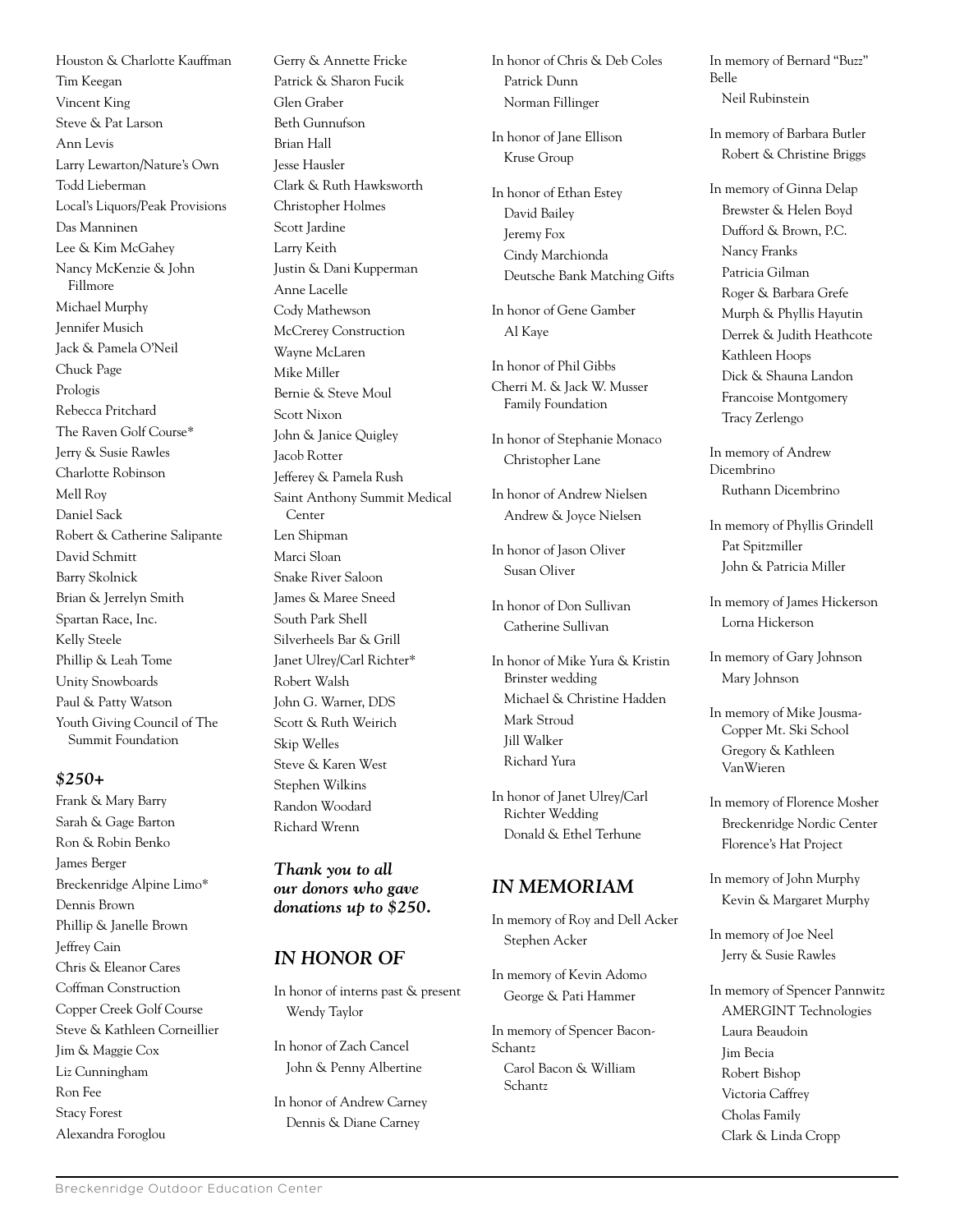Houston & Charlotte Kauffman
Tim Keegan
Vincent King
Steve & Pat Larson
Ann Levis
Larry Lewarton/Nature's Own
Todd Lieberman
Local's Liquors/Peak Provisions
Das Manninen
Lee & Kim McGahey
Nancy McKenzie & John Fillmore
Michael Murphy
Jennifer Musich
Jack & Pamela O'Neil
Chuck Page
Prologis
Rebecca Pritchard
The Raven Golf Course*
Jerry & Susie Rawles
Charlotte Robinson
Mell Roy
Daniel Sack
Robert & Catherine Salipante
David Schmitt
Barry Skolnick
Brian & Jerrelyn Smith
Spartan Race, Inc.
Kelly Steele
Phillip & Leah Tome
Unity Snowboards
Paul & Patty Watson
Youth Giving Council of The Summit Foundation

### *$250+*

Frank & Mary Barry
Sarah & Gage Barton
Ron & Robin Benko
James Berger
Breckenridge Alpine Limo*
Dennis Brown
Phillip & Janelle Brown
Jeffrey Cain
Chris & Eleanor Cares
Coffman Construction
Copper Creek Golf Course
Steve & Kathleen Corneillier
Jim & Maggie Cox
Liz Cunningham
Ron Fee
Stacy Forest
Alexandra Foroglou
Gerry & Annette Fricke
Patrick & Sharon Fucik
Glen Graber
Beth Gunnufson
Brian Hall
Jesse Hausler
Clark & Ruth Hawksworth
Christopher Holmes
Scott Jardine
Larry Keith
Justin & Dani Kupperman
Anne Lacelle
Cody Mathewson
McCrerey Construction
Wayne McLaren
Mike Miller
Bernie & Steve Moul
Scott Nixon
John & Janice Quigley
Jacob Rotter
Jefferey & Pamela Rush
Saint Anthony Summit Medical Center
Len Shipman
Marci Sloan
Snake River Saloon
James & Maree Sneed
South Park Shell
Silverheels Bar & Grill
Janet Ulrey/Carl Richter*
Robert Walsh
John G. Warner, DDS
Scott & Ruth Weirich
Skip Welles
Steve & Karen West
Stephen Wilkins
Randon Woodard
Richard Wrenn

***Thank you to all our donors who gave donations up to $250.***

## *IN HONOR OF*

In honor of interns past & present
- Wendy Taylor

In honor of Zach Cancel
- John & Penny Albertine

In honor of Andrew Carney
- Dennis & Diane Carney

In honor of Chris & Deb Coles
- Patrick Dunn
- Norman Fillinger

In honor of Jane Ellison
- Kruse Group

In honor of Ethan Estey
- David Bailey
- Jeremy Fox
- Cindy Marchionda
- Deutsche Bank Matching Gifts

In honor of Gene Gamber
- Al Kaye

In honor of Phil Gibbs
- Cherri M. & Jack W. Musser Family Foundation

In honor of Stephanie Monaco
- Christopher Lane

In honor of Andrew Nielsen
- Andrew & Joyce Nielsen

In honor of Jason Oliver
- Susan Oliver

In honor of Don Sullivan
- Catherine Sullivan

In honor of Mike Yura & Kristin Brinster wedding
- Michael & Christine Hadden
- Mark Stroud
- Jill Walker
- Richard Yura

In honor of Janet Ulrey/Carl Richter Wedding
- Donald & Ethel Terhune

## *IN MEMORIAM*

In memory of Roy and Dell Acker
- Stephen Acker

In memory of Kevin Adomo
- George & Pati Hammer

In memory of Spencer Bacon-Schantz
- Carol Bacon & William Schantz

In memory of Bernard "Buzz" Belle
- Neil Rubinstein

In memory of Barbara Butler
- Robert & Christine Briggs

In memory of Ginna Delap
- Brewster & Helen Boyd
- Dufford & Brown, P.C.
- Nancy Franks
- Patricia Gilman
- Roger & Barbara Grefe
- Murph & Phyllis Hayutin
- Derrek & Judith Heathcote
- Kathleen Hoops
- Dick & Shauna Landon
- Francoise Montgomery
- Tracy Zerlengo

In memory of Andrew Dicembrino
- Ruthann Dicembrino

In memory of Phyllis Grindell
- Pat Spitzmiller
- John & Patricia Miller

In memory of James Hickerson
- Lorna Hickerson

In memory of Gary Johnson
- Mary Johnson

In memory of Mike Jousma-Copper Mt. Ski School
- Gregory & Kathleen VanWieren

In memory of Florence Mosher
- Breckenridge Nordic Center
- Florence's Hat Project

In memory of John Murphy
- Kevin & Margaret Murphy

In memory of Joe Neel
- Jerry & Susie Rawles

In memory of Spencer Pannwitz
- AMERGINT Technologies
- Laura Beaudoin
- Jim Becia
- Robert Bishop
- Victoria Caffrey
- Cholas Family
- Clark & Linda Cropp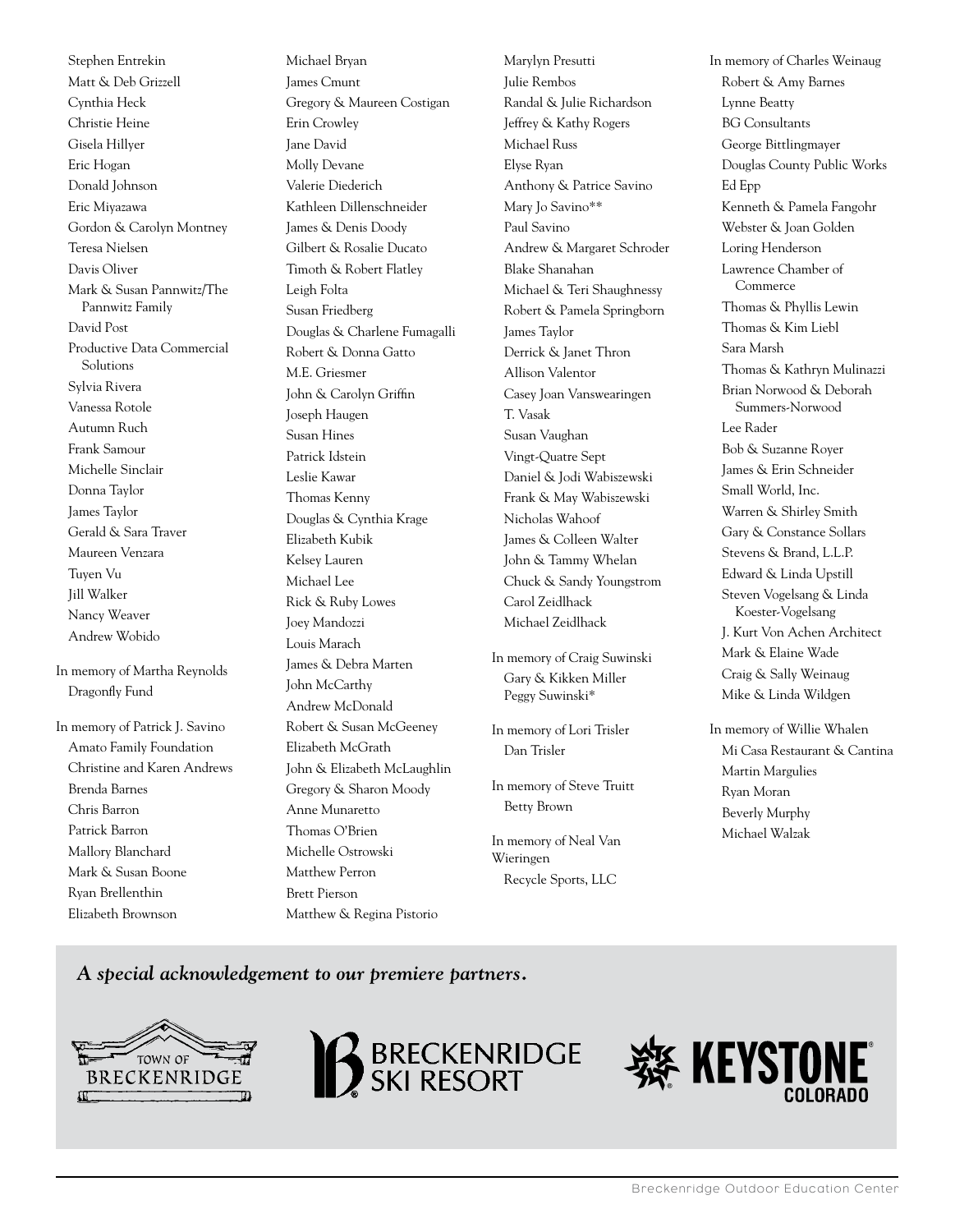Stephen Entrekin
Matt & Deb Grizzell
Cynthia Heck
Christie Heine
Gisela Hillyer
Eric Hogan
Donald Johnson
Eric Miyazawa
Gordon & Carolyn Montney
Teresa Nielsen
Davis Oliver
Mark & Susan Pannwitz/The Pannwitz Family
David Post
Productive Data Commercial Solutions
Sylvia Rivera
Vanessa Rotole
Autumn Ruch
Frank Samour
Michelle Sinclair
Donna Taylor
James Taylor
Gerald & Sara Traver
Maureen Venzara
Tuyen Vu
Jill Walker
Nancy Weaver
Andrew Wobido

In memory of Martha Reynolds
Dragonfly Fund

In memory of Patrick J. Savino
Amato Family Foundation
Christine and Karen Andrews
Brenda Barnes
Chris Barron
Patrick Barron
Mallory Blanchard
Mark & Susan Boone
Ryan Brellenthin
Elizabeth Brownson
Michael Bryan
James Cmunt
Gregory & Maureen Costigan
Erin Crowley
Jane David
Molly Devane
Valerie Diederich
Kathleen Dillenschneider
James & Denis Doody
Gilbert & Rosalie Ducato
Timoth & Robert Flatley
Leigh Folta
Susan Friedberg
Douglas & Charlene Fumagalli
Robert & Donna Gatto
M.E. Griesmer
John & Carolyn Griffin
Joseph Haugen
Susan Hines
Patrick Idstein
Leslie Kawar
Thomas Kenny
Douglas & Cynthia Krage
Elizabeth Kubik
Kelsey Lauren
Michael Lee
Rick & Ruby Lowes
Joey Mandozzi
Louis Marach
James & Debra Marten
John McCarthy
Andrew McDonald
Robert & Susan McGeeney
Elizabeth McGrath
John & Elizabeth McLaughlin
Gregory & Sharon Moody
Anne Munaretto
Thomas O'Brien
Michelle Ostrowski
Matthew Perron
Brett Pierson
Matthew & Regina Pistorio
Marylyn Presutti
Julie Rembos
Randal & Julie Richardson
Jeffrey & Kathy Rogers
Michael Russ
Elyse Ryan
Anthony & Patrice Savino
Mary Jo Savino**
Paul Savino
Andrew & Margaret Schroder
Blake Shanahan
Michael & Teri Shaughnessy
Robert & Pamela Springborn
James Taylor
Derrick & Janet Thron
Allison Valentor
Casey Joan Vanswearingen
T. Vasak
Susan Vaughan
Vingt-Quatre Sept
Daniel & Jodi Wabiszewski
Frank & May Wabiszewski
Nicholas Wahoof
James & Colleen Walter
John & Tammy Whelan
Chuck & Sandy Youngstrom
Carol Zeidlhack
Michael Zeidlhack

In memory of Craig Suwinski
Gary & Kikken Miller
Peggy Suwinski*

In memory of Lori Trisler
Dan Trisler

In memory of Steve Truitt
Betty Brown

In memory of Neal Van Wieringen
Recycle Sports, LLC

In memory of Charles Weinaug
Robert & Amy Barnes
Lynne Beatty
BG Consultants
George Bittlingmayer
Douglas County Public Works
Ed Epp
Kenneth & Pamela Fangohr
Webster & Joan Golden
Loring Henderson
Lawrence Chamber of Commerce
Thomas & Phyllis Lewin
Thomas & Kim Liebl
Sara Marsh
Thomas & Kathryn Mulinazzi
Brian Norwood & Deborah Summers-Norwood
Lee Rader
Bob & Suzanne Royer
James & Erin Schneider
Small World, Inc.
Warren & Shirley Smith
Gary & Constance Sollars
Stevens & Brand, L.L.P.
Edward & Linda Upstill
Steven Vogelsang & Linda Koester-Vogelsang
J. Kurt Von Achen Architect
Mark & Elaine Wade
Craig & Sally Weinaug
Mike & Linda Wildgen

In memory of Willie Whalen
Mi Casa Restaurant & Cantina
Martin Margulies
Ryan Moran
Beverly Murphy
Michael Walzak

***A special acknowledgement to our premiere partners.***

Town of Breckenridge | Breckenridge Ski Resort | Keystone Colorado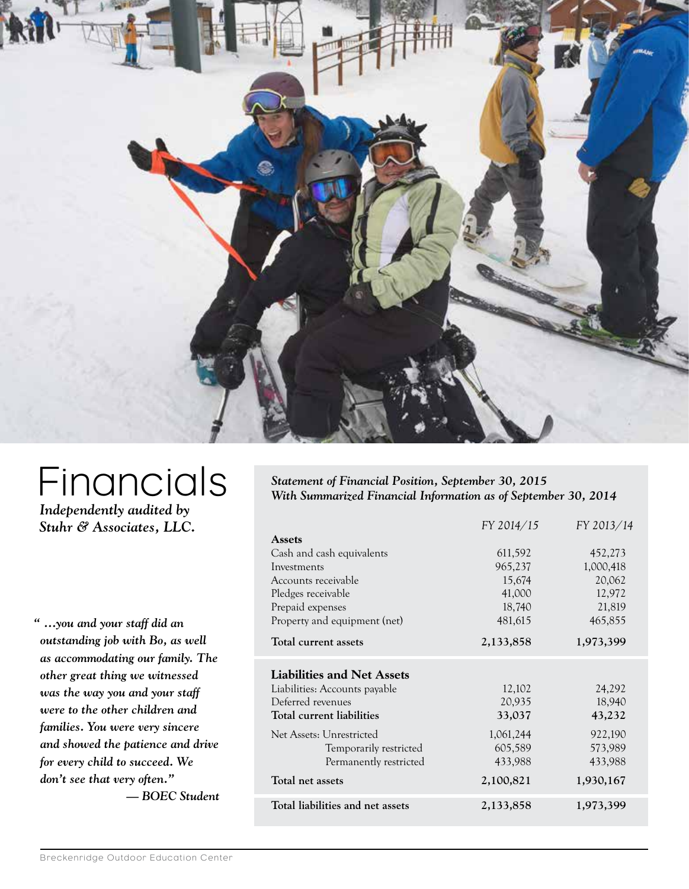# Financials

***Independently audited by Stuhr & Associates, LLC.***

***" …you and your staff did an outstanding job with Bo, as well as accommodating our family. The other great thing we witnessed was the way you and your staff were to the other children and families. You were very sincere and showed the patience and drive for every child to succeed. We don't see that very often."***
***— BOEC Student***

***Statement of Financial Position, September 30, 2015***
***With Summarized Financial Information as of September 30, 2014***

| | *FY 2014/15* | *FY 2013/14* |
|---|---|---|
| **Assets** | | |
| Cash and cash equivalents | 611,592 | 452,273 |
| Investments | 965,237 | 1,000,418 |
| Accounts receivable | 15,674 | 20,062 |
| Pledges receivable | 41,000 | 12,972 |
| Prepaid expenses | 18,740 | 21,819 |
| Property and equipment (net) | 481,615 | 465,855 |
| **Total current assets** | **2,133,858** | **1,973,399** |
| **Liabilities and Net Assets** | | |
| Liabilities: Accounts payable | 12,102 | 24,292 |
| Deferred revenues | 20,935 | 18,940 |
| **Total current liabilities** | **33,037** | **43,232** |
| Net Assets: Unrestricted | 1,061,244 | 922,190 |
| Temporarily restricted | 605,589 | 573,989 |
| Permanently restricted | 433,988 | 433,988 |
| **Total net assets** | **2,100,821** | **1,930,167** |
| **Total liabilities and net assets** | **2,133,858** | **1,973,399** |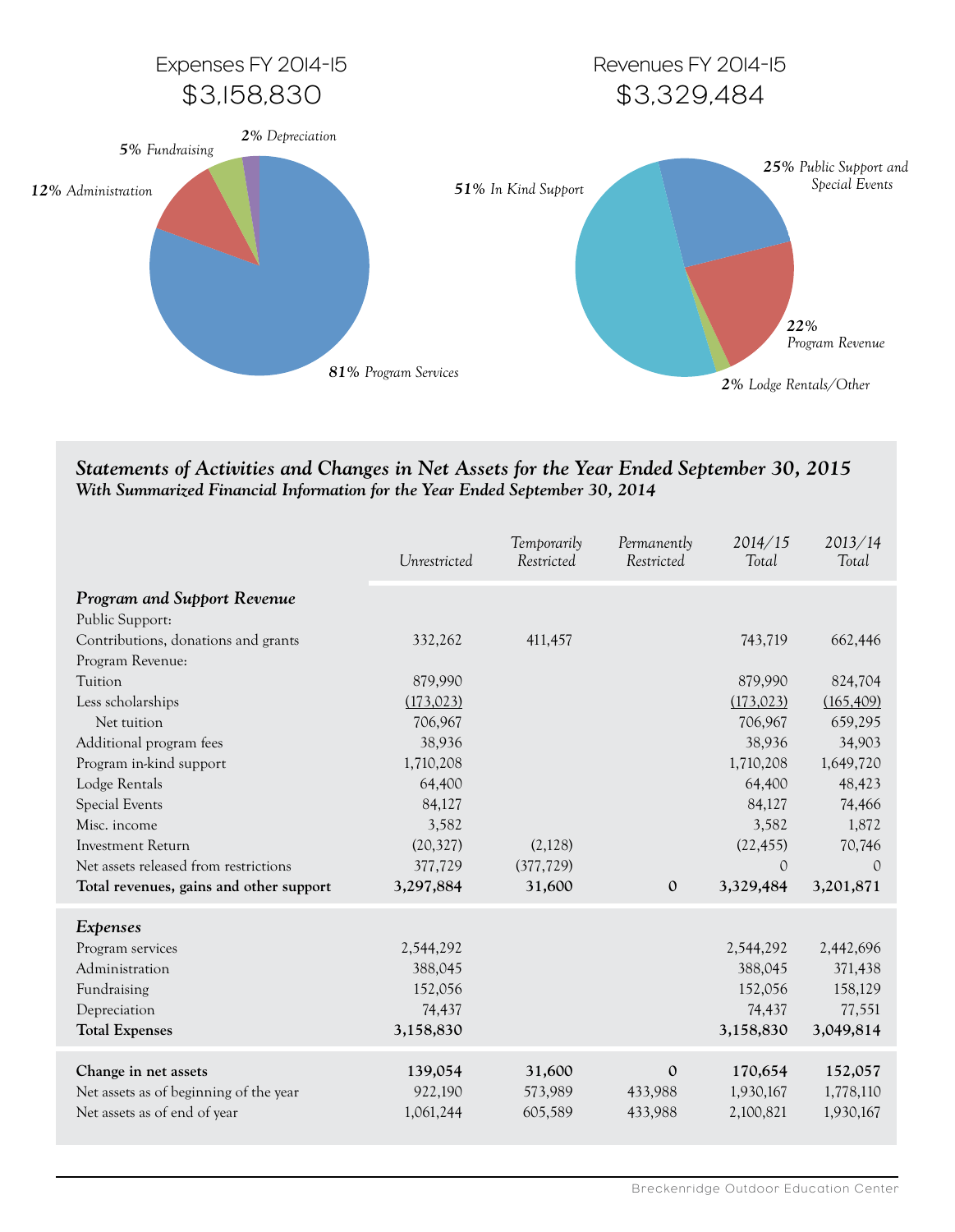## Expenses FY 2014-15
## $3,158,830

*81%* *Program Services*
*12%* *Administration*
*5%* *Fundraising*
*2%* *Depreciation*

## Revenues FY 2014-15
## $3,329,484

*51%* *In Kind Support*
*25%* *Public Support and Special Events*
*22%* *Program Revenue*
*2%* *Lodge Rentals/Other*

### *Statements of Activities and Changes in Net Assets for the Year Ended September 30, 2015*
#### *With Summarized Financial Information for the Year Ended September 30, 2014*

| | *Unrestricted* | *Temporarily Restricted* | *Permanently Restricted* | *2014/15 Total* | *2013/14 Total* |
|---|---|---|---|---|---|
| ***Program and Support Revenue*** | | | | | |
| Public Support: | | | | | |
| Contributions, donations and grants | 332,262 | 411,457 | | 743,719 | 662,446 |
| Program Revenue: | | | | | |
| Tuition | 879,990 | | | 879,990 | 824,704 |
| Less scholarships | (173,023) | | | (173,023) | (165,409) |
| Net tuition | 706,967 | | | 706,967 | 659,295 |
| Additional program fees | 38,936 | | | 38,936 | 34,903 |
| Program in-kind support | 1,710,208 | | | 1,710,208 | 1,649,720 |
| Lodge Rentals | 64,400 | | | 64,400 | 48,423 |
| Special Events | 84,127 | | | 84,127 | 74,466 |
| Misc. income | 3,582 | | | 3,582 | 1,872 |
| Investment Return | (20,327) | (2,128) | | (22,455) | 70,746 |
| Net assets released from restrictions | 377,729 | (377,729) | | 0 | 0 |
| **Total revenues, gains and other support** | **3,297,884** | **31,600** | **0** | **3,329,484** | **3,201,871** |
| ***Expenses*** | | | | | |
| Program services | 2,544,292 | | | 2,544,292 | 2,442,696 |
| Administration | 388,045 | | | 388,045 | 371,438 |
| Fundraising | 152,056 | | | 152,056 | 158,129 |
| Depreciation | 74,437 | | | 74,437 | 77,551 |
| **Total Expenses** | **3,158,830** | | | **3,158,830** | **3,049,814** |
| **Change in net assets** | **139,054** | **31,600** | **0** | **170,654** | **152,057** |
| Net assets as of beginning of the year | 922,190 | 573,989 | 433,988 | 1,930,167 | 1,778,110 |
| Net assets as of end of year | 1,061,244 | 605,589 | 433,988 | 2,100,821 | 1,930,167 |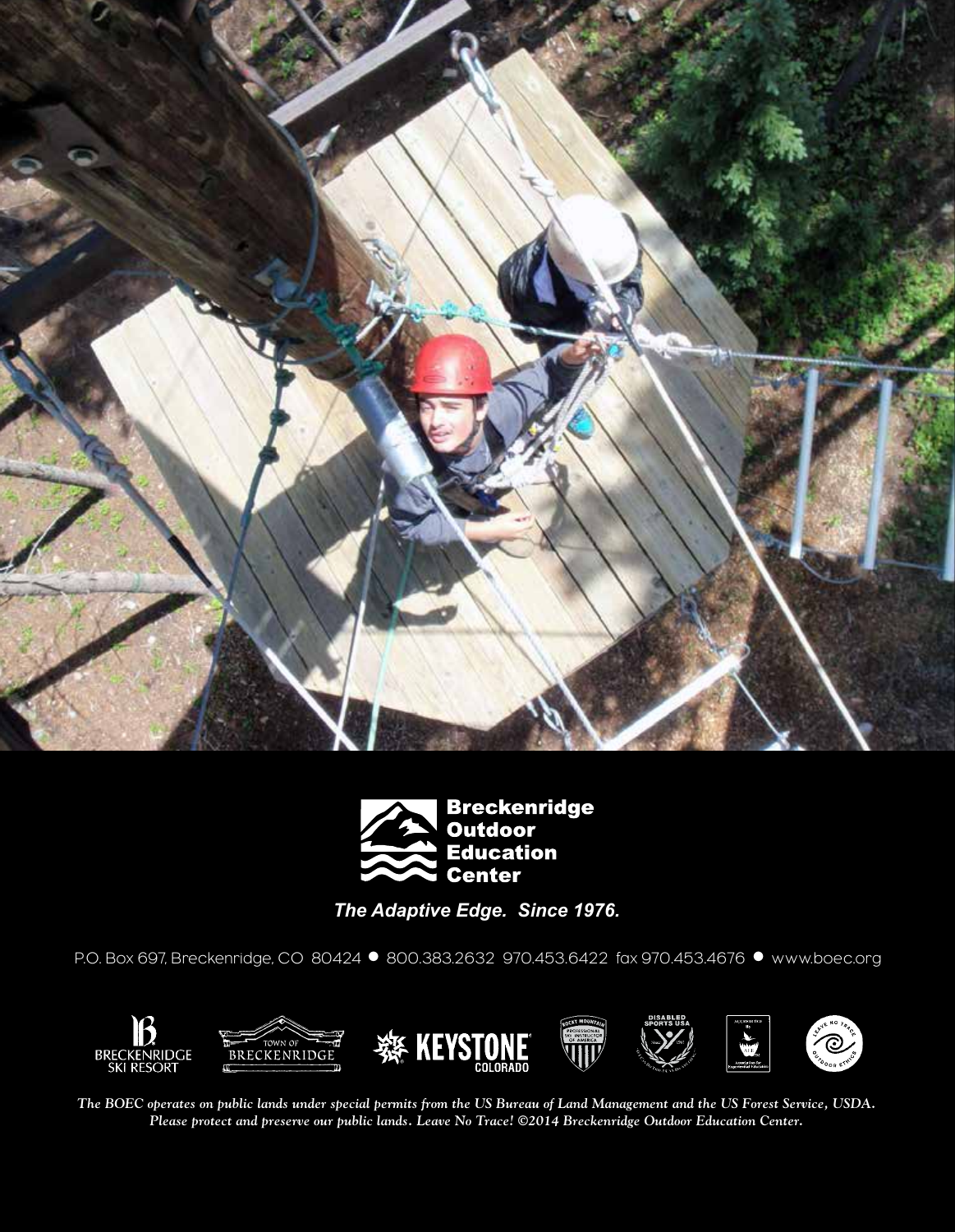**Breckenridge Outdoor Education Center**

*The Adaptive Edge. Since 1976.*

P.O. Box 697, Breckenridge, CO 80424 • 800.383.2632 970.453.6422 fax 970.453.4676 • www.boec.org

*The BOEC operates on public lands under special permits from the US Bureau of Land Management and the US Forest Service, USDA. Please protect and preserve our public lands. Leave No Trace! ©2014 Breckenridge Outdoor Education Center.*